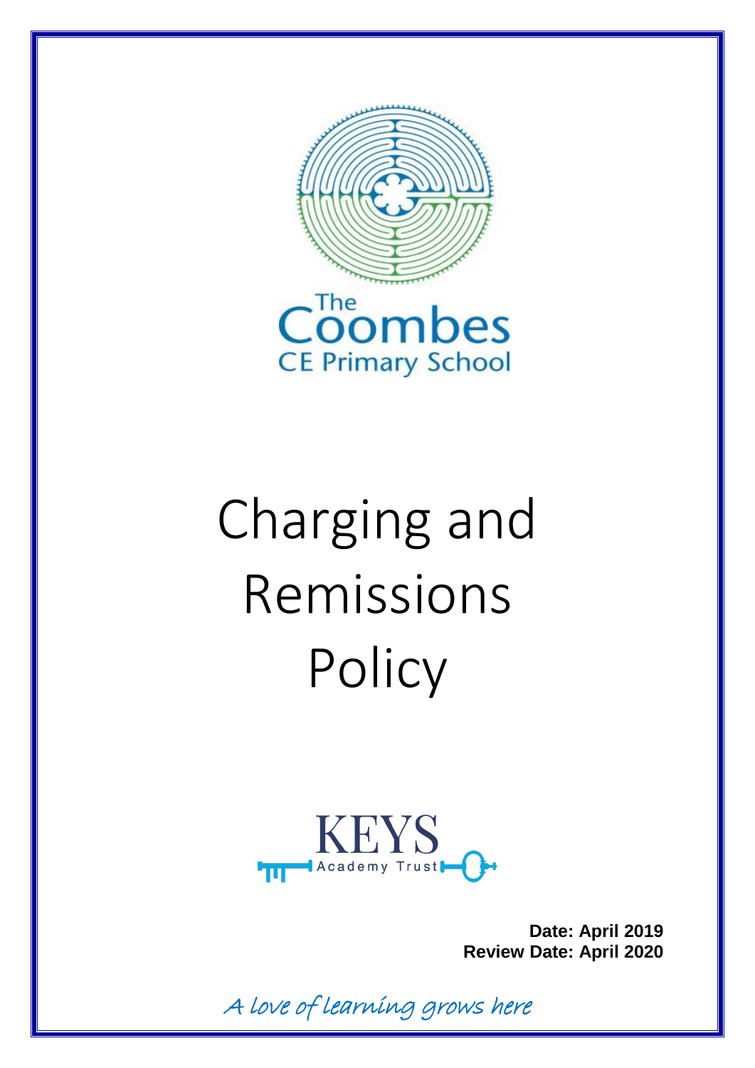The Coombes CE Primary School

# Charging and Remissions Policy

KEYS Academy Trust

**Date: April 2019**
**Review Date: April 2020**

*A love of learning grows here*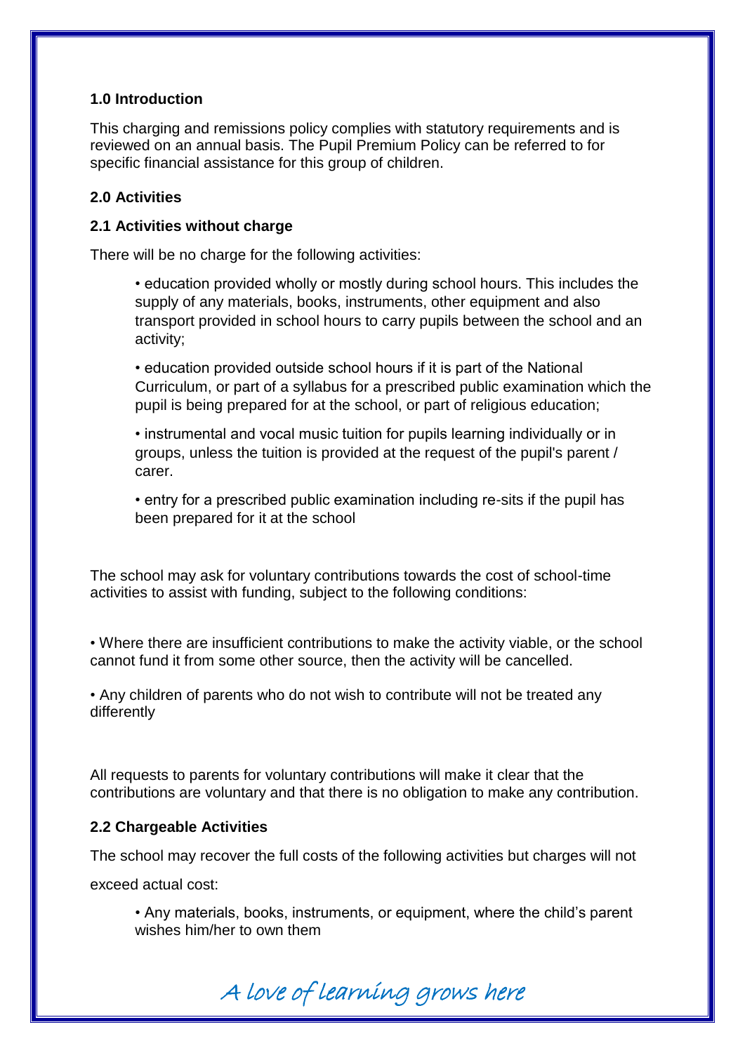## 1.0 Introduction

This charging and remissions policy complies with statutory requirements and is reviewed on an annual basis. The Pupil Premium Policy can be referred to for specific financial assistance for this group of children.

## 2.0 Activities

### 2.1 Activities without charge

There will be no charge for the following activities:

- education provided wholly or mostly during school hours. This includes the supply of any materials, books, instruments, other equipment and also transport provided in school hours to carry pupils between the school and an activity;
- education provided outside school hours if it is part of the National Curriculum, or part of a syllabus for a prescribed public examination which the pupil is being prepared for at the school, or part of religious education;
- instrumental and vocal music tuition for pupils learning individually or in groups, unless the tuition is provided at the request of the pupil's parent / carer.
- entry for a prescribed public examination including re-sits if the pupil has been prepared for it at the school

The school may ask for voluntary contributions towards the cost of school-time activities to assist with funding, subject to the following conditions:

- Where there are insufficient contributions to make the activity viable, or the school cannot fund it from some other source, then the activity will be cancelled.
- Any children of parents who do not wish to contribute will not be treated any differently

All requests to parents for voluntary contributions will make it clear that the contributions are voluntary and that there is no obligation to make any contribution.

### 2.2 Chargeable Activities

The school may recover the full costs of the following activities but charges will not exceed actual cost:

- Any materials, books, instruments, or equipment, where the child's parent wishes him/her to own them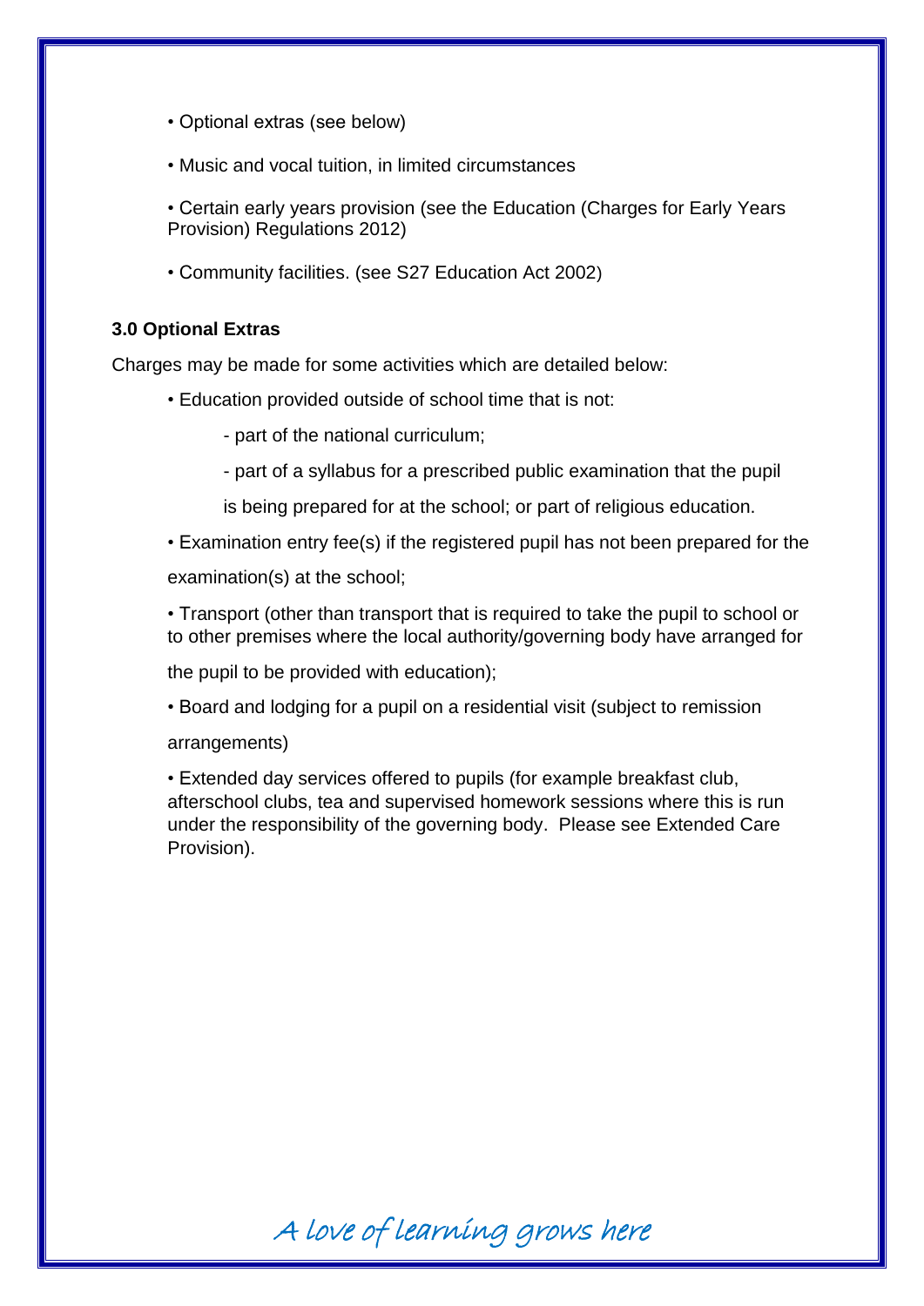- Optional extras (see below)
- Music and vocal tuition, in limited circumstances
- Certain early years provision (see the Education (Charges for Early Years Provision) Regulations 2012)
- Community facilities. (see S27 Education Act 2002)

**3.0 Optional Extras**

Charges may be made for some activities which are detailed below:

- Education provided outside of school time that is not:
  - part of the national curriculum;
  - part of a syllabus for a prescribed public examination that the pupil is being prepared for at the school; or part of religious education.
- Examination entry fee(s) if the registered pupil has not been prepared for the examination(s) at the school;
- Transport (other than transport that is required to take the pupil to school or to other premises where the local authority/governing body have arranged for the pupil to be provided with education);
- Board and lodging for a pupil on a residential visit (subject to remission arrangements)
- Extended day services offered to pupils (for example breakfast club, afterschool clubs, tea and supervised homework sessions where this is run under the responsibility of the governing body. Please see Extended Care Provision).